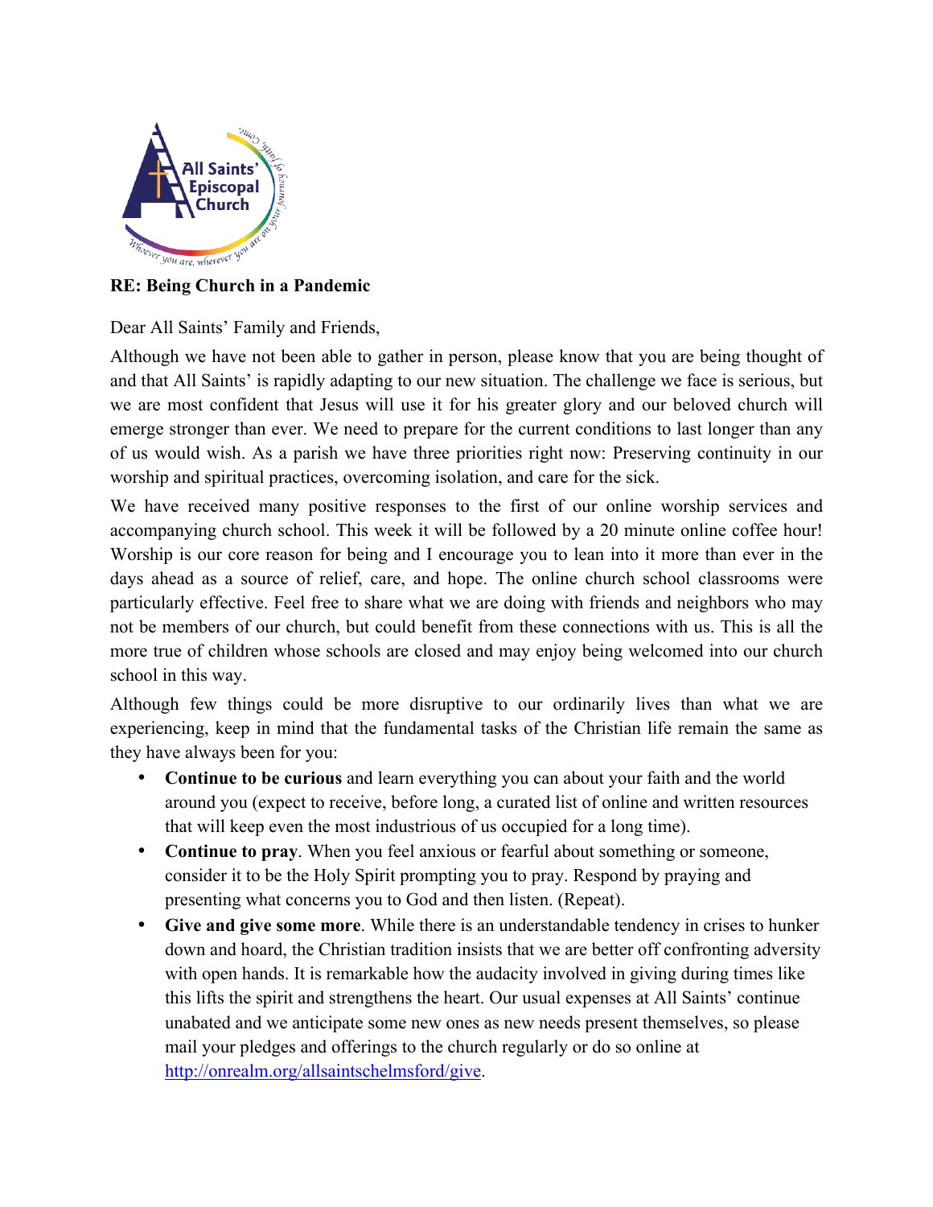**RE: Being Church in a Pandemic**

Dear All Saints' Family and Friends,

Although we have not been able to gather in person, please know that you are being thought of and that All Saints' is rapidly adapting to our new situation. The challenge we face is serious, but we are most confident that Jesus will use it for his greater glory and our beloved church will emerge stronger than ever. We need to prepare for the current conditions to last longer than any of us would wish. As a parish we have three priorities right now: Preserving continuity in our worship and spiritual practices, overcoming isolation, and care for the sick.

We have received many positive responses to the first of our online worship services and accompanying church school. This week it will be followed by a 20 minute online coffee hour! Worship is our core reason for being and I encourage you to lean into it more than ever in the days ahead as a source of relief, care, and hope. The online church school classrooms were particularly effective. Feel free to share what we are doing with friends and neighbors who may not be members of our church, but could benefit from these connections with us. This is all the more true of children whose schools are closed and may enjoy being welcomed into our church school in this way.

Although few things could be more disruptive to our ordinarily lives than what we are experiencing, keep in mind that the fundamental tasks of the Christian life remain the same as they have always been for you:

- **Continue to be curious** and learn everything you can about your faith and the world around you (expect to receive, before long, a curated list of online and written resources that will keep even the most industrious of us occupied for a long time).
- **Continue to pray**. When you feel anxious or fearful about something or someone, consider it to be the Holy Spirit prompting you to pray. Respond by praying and presenting what concerns you to God and then listen. (Repeat).
- **Give and give some more**. While there is an understandable tendency in crises to hunker down and hoard, the Christian tradition insists that we are better off confronting adversity with open hands. It is remarkable how the audacity involved in giving during times like this lifts the spirit and strengthens the heart. Our usual expenses at All Saints' continue unabated and we anticipate some new ones as new needs present themselves, so please mail your pledges and offerings to the church regularly or do so online at [http://onrealm.org/allsaintschelmsford/give](http://onrealm.org/allsaintschelmsford/give).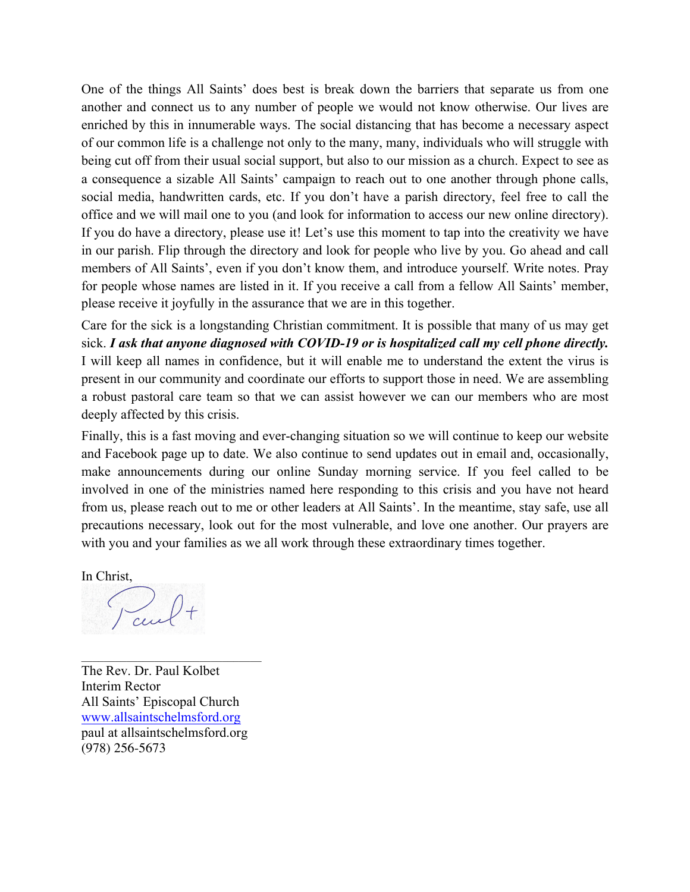One of the things All Saints' does best is break down the barriers that separate us from one another and connect us to any number of people we would not know otherwise. Our lives are enriched by this in innumerable ways. The social distancing that has become a necessary aspect of our common life is a challenge not only to the many, many, individuals who will struggle with being cut off from their usual social support, but also to our mission as a church. Expect to see as a consequence a sizable All Saints' campaign to reach out to one another through phone calls, social media, handwritten cards, etc. If you don't have a parish directory, feel free to call the office and we will mail one to you (and look for information to access our new online directory). If you do have a directory, please use it! Let's use this moment to tap into the creativity we have in our parish. Flip through the directory and look for people who live by you. Go ahead and call members of All Saints', even if you don't know them, and introduce yourself. Write notes. Pray for people whose names are listed in it. If you receive a call from a fellow All Saints' member, please receive it joyfully in the assurance that we are in this together.

Care for the sick is a longstanding Christian commitment. It is possible that many of us may get sick. ***I ask that anyone diagnosed with COVID-19 or is hospitalized call my cell phone directly.*** I will keep all names in confidence, but it will enable me to understand the extent the virus is present in our community and coordinate our efforts to support those in need. We are assembling a robust pastoral care team so that we can assist however we can our members who are most deeply affected by this crisis.

Finally, this is a fast moving and ever-changing situation so we will continue to keep our website and Facebook page up to date. We also continue to send updates out in email and, occasionally, make announcements during our online Sunday morning service. If you feel called to be involved in one of the ministries named here responding to this crisis and you have not heard from us, please reach out to me or other leaders at All Saints'. In the meantime, stay safe, use all precautions necessary, look out for the most vulnerable, and love one another. Our prayers are with you and your families as we all work through these extraordinary times together.

In Christ,

Paul+

The Rev. Dr. Paul Kolbet
Interim Rector
All Saints' Episcopal Church
www.allsaintschelmsford.org
paul at allsaintschelmsford.org
(978) 256-5673